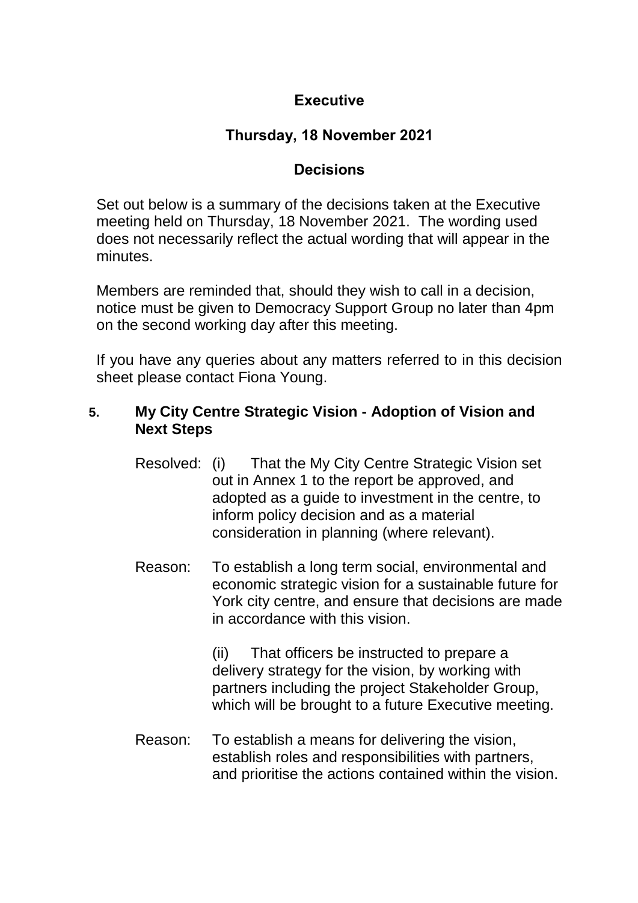# Executive

## Thursday, 18 November 2021

## Decisions

Set out below is a summary of the decisions taken at the Executive meeting held on Thursday, 18 November 2021. The wording used does not necessarily reflect the actual wording that will appear in the minutes.

Members are reminded that, should they wish to call in a decision, notice must be given to Democracy Support Group no later than 4pm on the second working day after this meeting.

If you have any queries about any matters referred to in this decision sheet please contact Fiona Young.

### 5. My City Centre Strategic Vision - Adoption of Vision and Next Steps

Resolved: (i) That the My City Centre Strategic Vision set out in Annex 1 to the report be approved, and adopted as a guide to investment in the centre, to inform policy decision and as a material consideration in planning (where relevant).

Reason: To establish a long term social, environmental and economic strategic vision for a sustainable future for York city centre, and ensure that decisions are made in accordance with this vision.

(ii) That officers be instructed to prepare a delivery strategy for the vision, by working with partners including the project Stakeholder Group, which will be brought to a future Executive meeting.

Reason: To establish a means for delivering the vision, establish roles and responsibilities with partners, and prioritise the actions contained within the vision.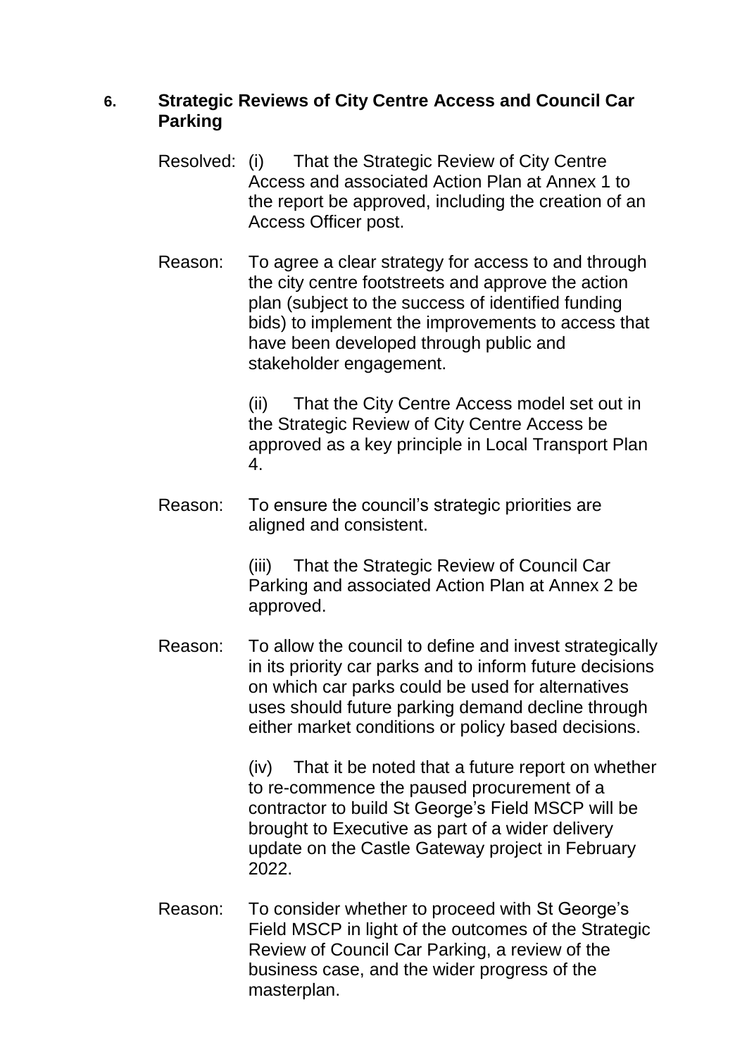## 6. Strategic Reviews of City Centre Access and Council Car Parking

Resolved: (i) That the Strategic Review of City Centre Access and associated Action Plan at Annex 1 to the report be approved, including the creation of an Access Officer post.

Reason: To agree a clear strategy for access to and through the city centre footstreets and approve the action plan (subject to the success of identified funding bids) to implement the improvements to access that have been developed through public and stakeholder engagement.

(ii) That the City Centre Access model set out in the Strategic Review of City Centre Access be approved as a key principle in Local Transport Plan 4.

Reason: To ensure the council's strategic priorities are aligned and consistent.

(iii) That the Strategic Review of Council Car Parking and associated Action Plan at Annex 2 be approved.

Reason: To allow the council to define and invest strategically in its priority car parks and to inform future decisions on which car parks could be used for alternatives uses should future parking demand decline through either market conditions or policy based decisions.

(iv) That it be noted that a future report on whether to re-commence the paused procurement of a contractor to build St George's Field MSCP will be brought to Executive as part of a wider delivery update on the Castle Gateway project in February 2022.

Reason: To consider whether to proceed with St George's Field MSCP in light of the outcomes of the Strategic Review of Council Car Parking, a review of the business case, and the wider progress of the masterplan.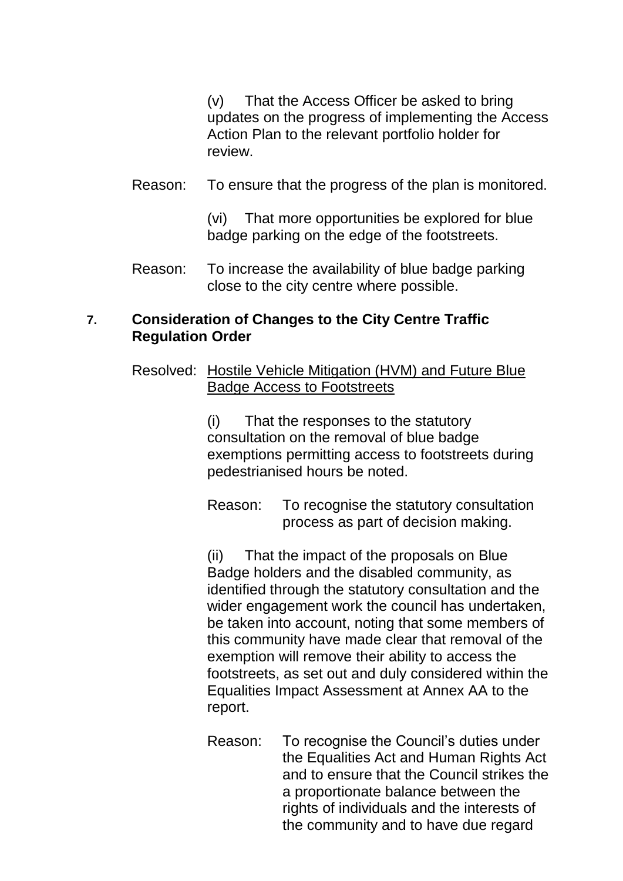(v) That the Access Officer be asked to bring updates on the progress of implementing the Access Action Plan to the relevant portfolio holder for review.

Reason: To ensure that the progress of the plan is monitored.

(vi) That more opportunities be explored for blue badge parking on the edge of the footstreets.

Reason: To increase the availability of blue badge parking close to the city centre where possible.

## 7. Consideration of Changes to the City Centre Traffic Regulation Order

Resolved: Hostile Vehicle Mitigation (HVM) and Future Blue Badge Access to Footstreets

(i) That the responses to the statutory consultation on the removal of blue badge exemptions permitting access to footstreets during pedestrianised hours be noted.

Reason: To recognise the statutory consultation process as part of decision making.

(ii) That the impact of the proposals on Blue Badge holders and the disabled community, as identified through the statutory consultation and the wider engagement work the council has undertaken, be taken into account, noting that some members of this community have made clear that removal of the exemption will remove their ability to access the footstreets, as set out and duly considered within the Equalities Impact Assessment at Annex AA to the report.

Reason: To recognise the Council's duties under the Equalities Act and Human Rights Act and to ensure that the Council strikes the a proportionate balance between the rights of individuals and the interests of the community and to have due regard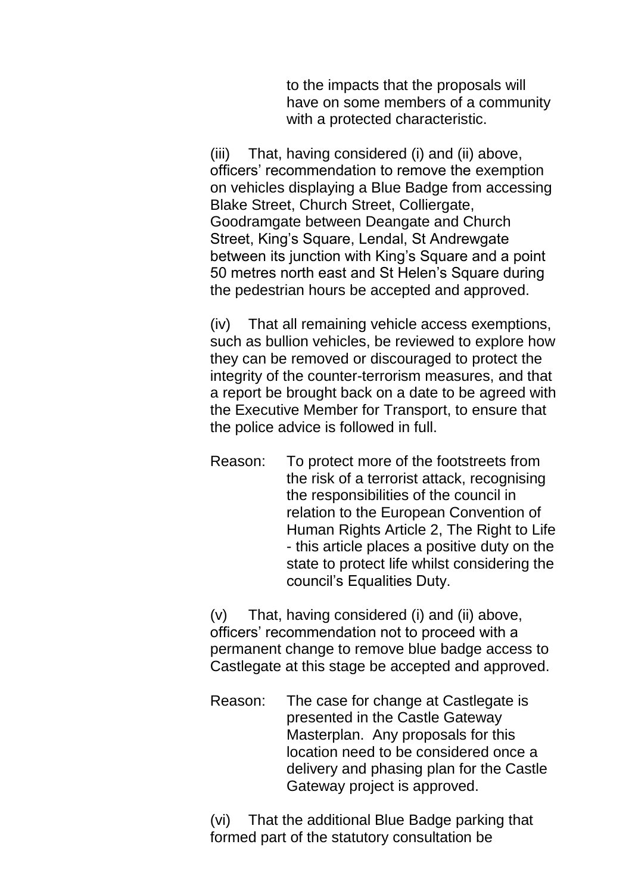to the impacts that the proposals will have on some members of a community with a protected characteristic.

(iii) That, having considered (i) and (ii) above, officers' recommendation to remove the exemption on vehicles displaying a Blue Badge from accessing Blake Street, Church Street, Colliergate, Goodramgate between Deangate and Church Street, King's Square, Lendal, St Andrewgate between its junction with King's Square and a point 50 metres north east and St Helen's Square during the pedestrian hours be accepted and approved.

(iv) That all remaining vehicle access exemptions, such as bullion vehicles, be reviewed to explore how they can be removed or discouraged to protect the integrity of the counter-terrorism measures, and that a report be brought back on a date to be agreed with the Executive Member for Transport, to ensure that the police advice is followed in full.

Reason: To protect more of the footstreets from the risk of a terrorist attack, recognising the responsibilities of the council in relation to the European Convention of Human Rights Article 2, The Right to Life - this article places a positive duty on the state to protect life whilst considering the council's Equalities Duty.

(v) That, having considered (i) and (ii) above, officers' recommendation not to proceed with a permanent change to remove blue badge access to Castlegate at this stage be accepted and approved.

Reason: The case for change at Castlegate is presented in the Castle Gateway Masterplan. Any proposals for this location need to be considered once a delivery and phasing plan for the Castle Gateway project is approved.

(vi) That the additional Blue Badge parking that formed part of the statutory consultation be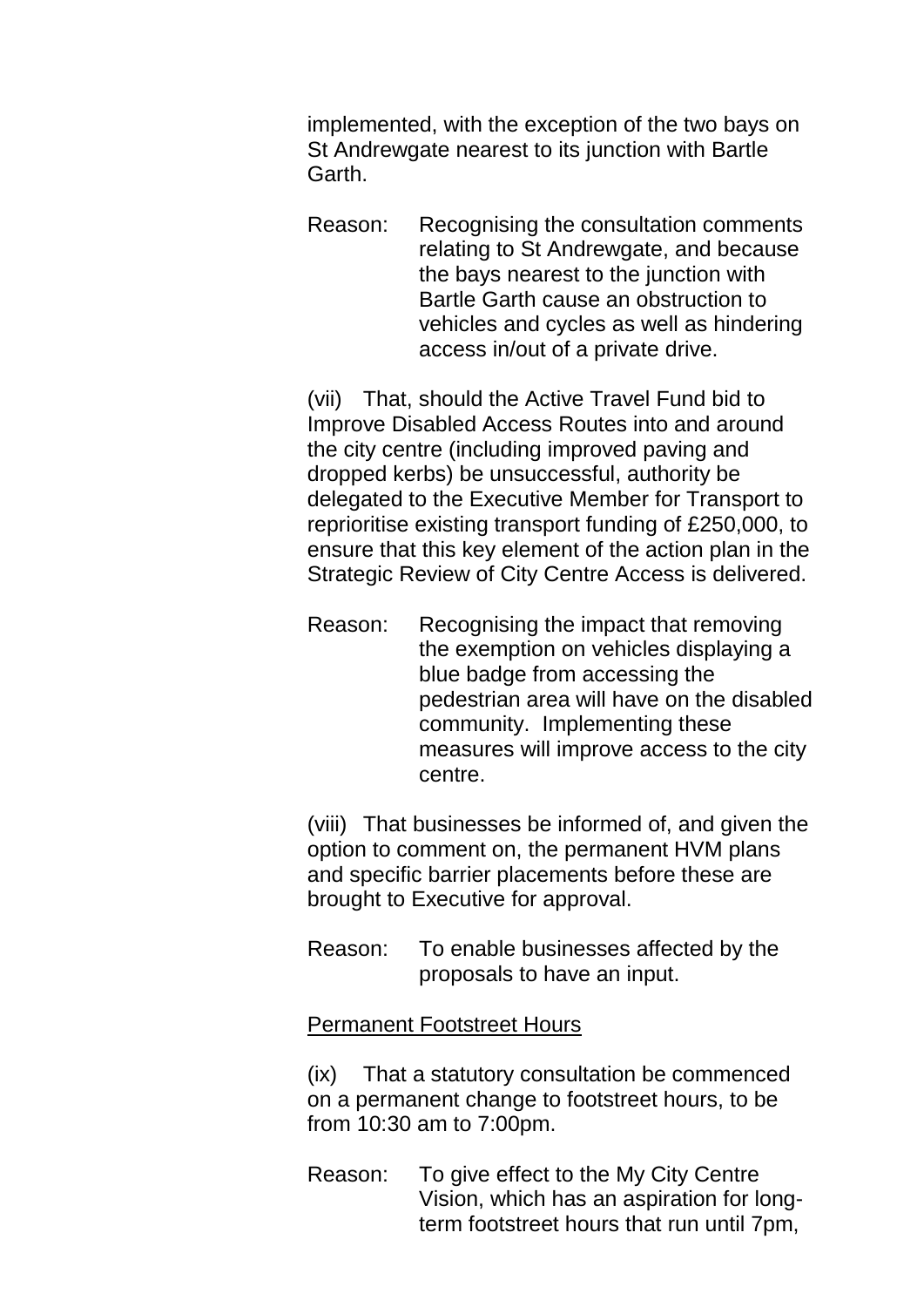implemented, with the exception of the two bays on St Andrewgate nearest to its junction with Bartle Garth.

Reason: Recognising the consultation comments relating to St Andrewgate, and because the bays nearest to the junction with Bartle Garth cause an obstruction to vehicles and cycles as well as hindering access in/out of a private drive.

(vii) That, should the Active Travel Fund bid to Improve Disabled Access Routes into and around the city centre (including improved paving and dropped kerbs) be unsuccessful, authority be delegated to the Executive Member for Transport to reprioritise existing transport funding of £250,000, to ensure that this key element of the action plan in the Strategic Review of City Centre Access is delivered.

Reason: Recognising the impact that removing the exemption on vehicles displaying a blue badge from accessing the pedestrian area will have on the disabled community. Implementing these measures will improve access to the city centre.

(viii) That businesses be informed of, and given the option to comment on, the permanent HVM plans and specific barrier placements before these are brought to Executive for approval.

Reason: To enable businesses affected by the proposals to have an input.

<u>Permanent Footstreet Hours</u>

(ix) That a statutory consultation be commenced on a permanent change to footstreet hours, to be from 10:30 am to 7:00pm.

Reason: To give effect to the My City Centre Vision, which has an aspiration for long-term footstreet hours that run until 7pm,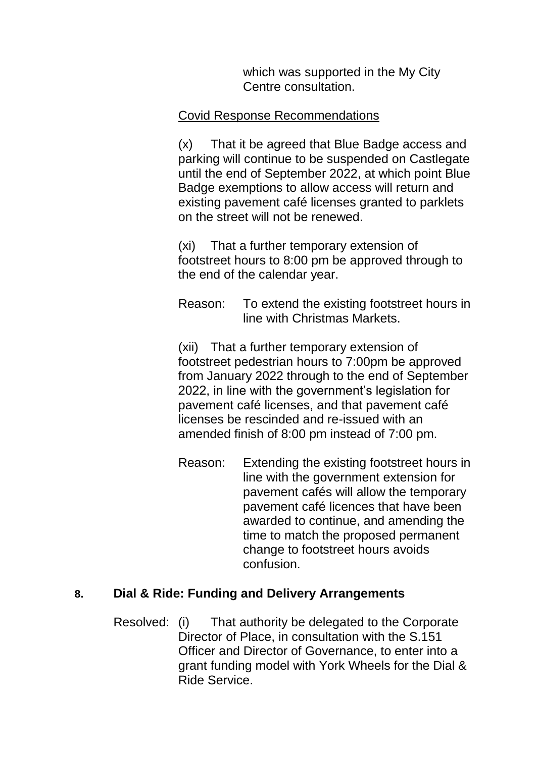which was supported in the My City Centre consultation.

Covid Response Recommendations

(x) That it be agreed that Blue Badge access and parking will continue to be suspended on Castlegate until the end of September 2022, at which point Blue Badge exemptions to allow access will return and existing pavement café licenses granted to parklets on the street will not be renewed.

(xi) That a further temporary extension of footstreet hours to 8:00 pm be approved through to the end of the calendar year.

Reason: To extend the existing footstreet hours in line with Christmas Markets.

(xii) That a further temporary extension of footstreet pedestrian hours to 7:00pm be approved from January 2022 through to the end of September 2022, in line with the government's legislation for pavement café licenses, and that pavement café licenses be rescinded and re-issued with an amended finish of 8:00 pm instead of 7:00 pm.

Reason: Extending the existing footstreet hours in line with the government extension for pavement cafés will allow the temporary pavement café licences that have been awarded to continue, and amending the time to match the proposed permanent change to footstreet hours avoids confusion.

**8. Dial & Ride: Funding and Delivery Arrangements**

Resolved: (i) That authority be delegated to the Corporate Director of Place, in consultation with the S.151 Officer and Director of Governance, to enter into a grant funding model with York Wheels for the Dial & Ride Service.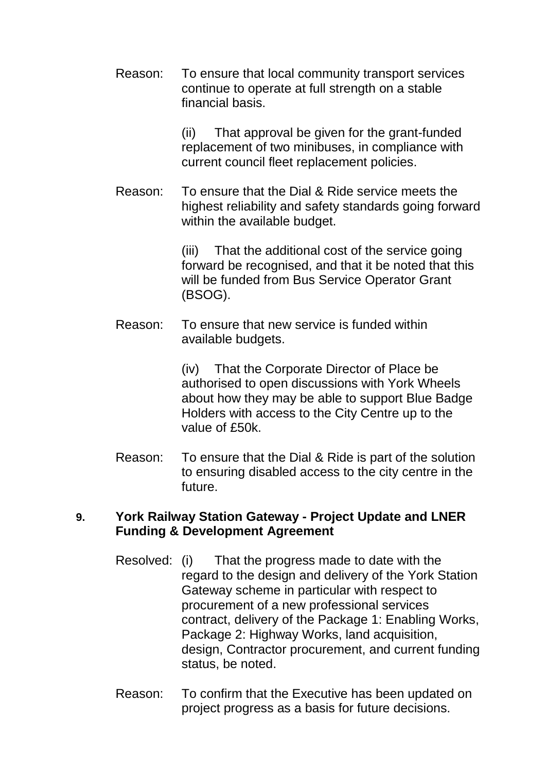Reason: To ensure that local community transport services continue to operate at full strength on a stable financial basis.

(ii) That approval be given for the grant-funded replacement of two minibuses, in compliance with current council fleet replacement policies.

Reason: To ensure that the Dial & Ride service meets the highest reliability and safety standards going forward within the available budget.

(iii) That the additional cost of the service going forward be recognised, and that it be noted that this will be funded from Bus Service Operator Grant (BSOG).

Reason: To ensure that new service is funded within available budgets.

(iv) That the Corporate Director of Place be authorised to open discussions with York Wheels about how they may be able to support Blue Badge Holders with access to the City Centre up to the value of £50k.

Reason: To ensure that the Dial & Ride is part of the solution to ensuring disabled access to the city centre in the future.

**9. York Railway Station Gateway - Project Update and LNER Funding & Development Agreement**

Resolved: (i) That the progress made to date with the regard to the design and delivery of the York Station Gateway scheme in particular with respect to procurement of a new professional services contract, delivery of the Package 1: Enabling Works, Package 2: Highway Works, land acquisition, design, Contractor procurement, and current funding status, be noted.

Reason: To confirm that the Executive has been updated on project progress as a basis for future decisions.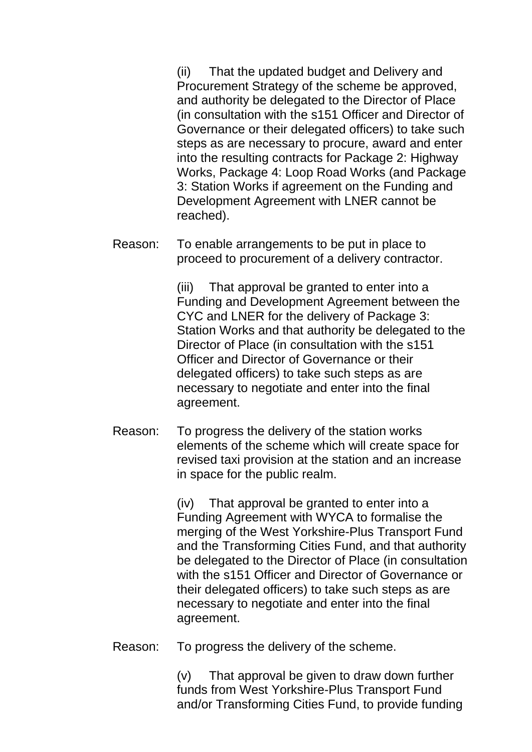(ii) That the updated budget and Delivery and Procurement Strategy of the scheme be approved, and authority be delegated to the Director of Place (in consultation with the s151 Officer and Director of Governance or their delegated officers) to take such steps as are necessary to procure, award and enter into the resulting contracts for Package 2: Highway Works, Package 4: Loop Road Works (and Package 3: Station Works if agreement on the Funding and Development Agreement with LNER cannot be reached).

Reason: To enable arrangements to be put in place to proceed to procurement of a delivery contractor.

(iii) That approval be granted to enter into a Funding and Development Agreement between the CYC and LNER for the delivery of Package 3: Station Works and that authority be delegated to the Director of Place (in consultation with the s151 Officer and Director of Governance or their delegated officers) to take such steps as are necessary to negotiate and enter into the final agreement.

Reason: To progress the delivery of the station works elements of the scheme which will create space for revised taxi provision at the station and an increase in space for the public realm.

(iv) That approval be granted to enter into a Funding Agreement with WYCA to formalise the merging of the West Yorkshire-Plus Transport Fund and the Transforming Cities Fund, and that authority be delegated to the Director of Place (in consultation with the s151 Officer and Director of Governance or their delegated officers) to take such steps as are necessary to negotiate and enter into the final agreement.

Reason: To progress the delivery of the scheme.

(v) That approval be given to draw down further funds from West Yorkshire-Plus Transport Fund and/or Transforming Cities Fund, to provide funding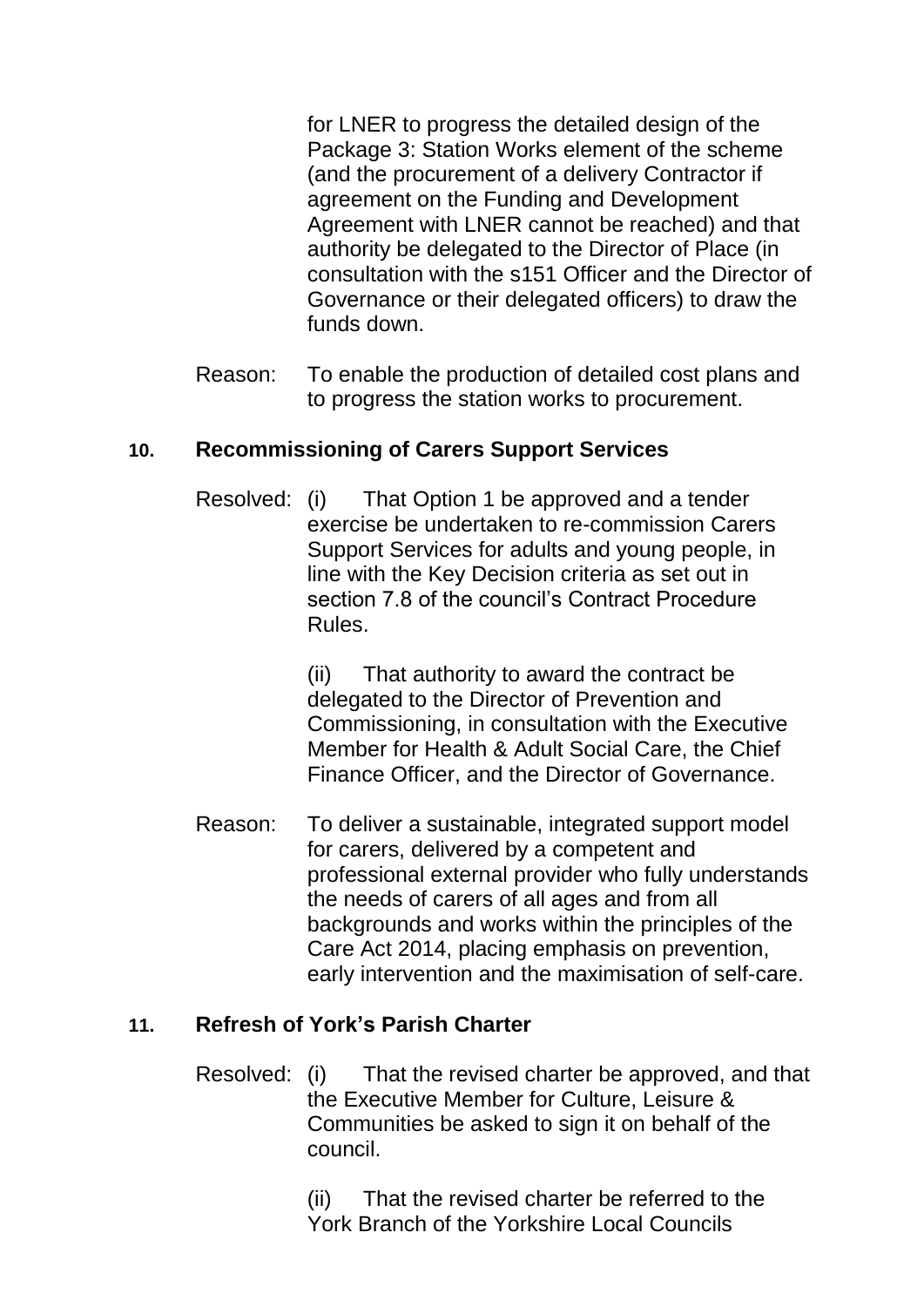for LNER to progress the detailed design of the Package 3: Station Works element of the scheme (and the procurement of a delivery Contractor if agreement on the Funding and Development Agreement with LNER cannot be reached) and that authority be delegated to the Director of Place (in consultation with the s151 Officer and the Director of Governance or their delegated officers) to draw the funds down.

Reason: To enable the production of detailed cost plans and to progress the station works to procurement.

### 10. Recommissioning of Carers Support Services

Resolved: (i) That Option 1 be approved and a tender exercise be undertaken to re-commission Carers Support Services for adults and young people, in line with the Key Decision criteria as set out in section 7.8 of the council's Contract Procedure Rules.

(ii) That authority to award the contract be delegated to the Director of Prevention and Commissioning, in consultation with the Executive Member for Health & Adult Social Care, the Chief Finance Officer, and the Director of Governance.

Reason: To deliver a sustainable, integrated support model for carers, delivered by a competent and professional external provider who fully understands the needs of carers of all ages and from all backgrounds and works within the principles of the Care Act 2014, placing emphasis on prevention, early intervention and the maximisation of self-care.

### 11. Refresh of York's Parish Charter

Resolved: (i) That the revised charter be approved, and that the Executive Member for Culture, Leisure & Communities be asked to sign it on behalf of the council.

(ii) That the revised charter be referred to the York Branch of the Yorkshire Local Councils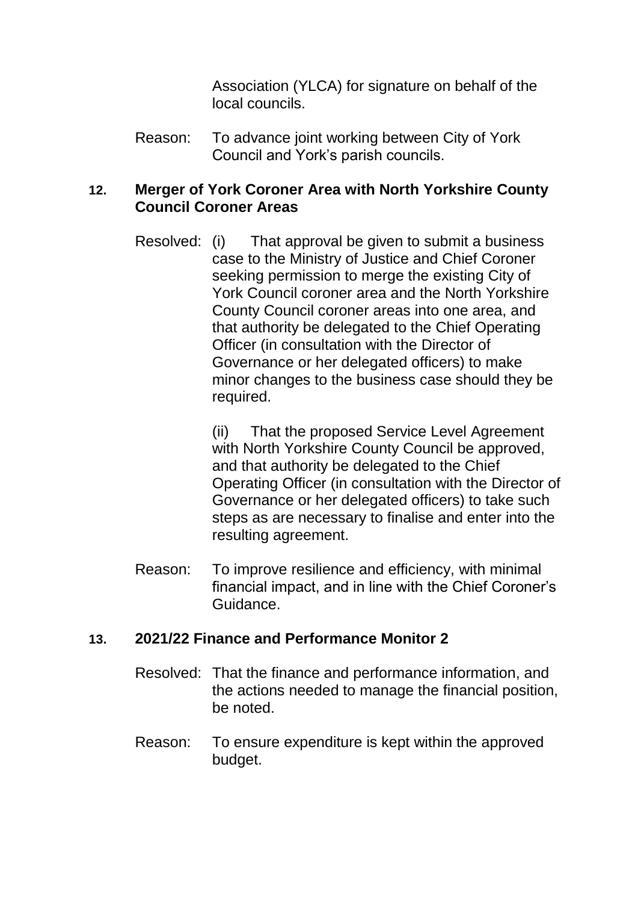Association (YLCA) for signature on behalf of the local councils.

Reason: To advance joint working between City of York Council and York's parish councils.

### 12. Merger of York Coroner Area with North Yorkshire County Council Coroner Areas

Resolved: (i) That approval be given to submit a business case to the Ministry of Justice and Chief Coroner seeking permission to merge the existing City of York Council coroner area and the North Yorkshire County Council coroner areas into one area, and that authority be delegated to the Chief Operating Officer (in consultation with the Director of Governance or her delegated officers) to make minor changes to the business case should they be required.

(ii) That the proposed Service Level Agreement with North Yorkshire County Council be approved, and that authority be delegated to the Chief Operating Officer (in consultation with the Director of Governance or her delegated officers) to take such steps as are necessary to finalise and enter into the resulting agreement.

Reason: To improve resilience and efficiency, with minimal financial impact, and in line with the Chief Coroner's Guidance.

### 13. 2021/22 Finance and Performance Monitor 2

Resolved: That the finance and performance information, and the actions needed to manage the financial position, be noted.

Reason: To ensure expenditure is kept within the approved budget.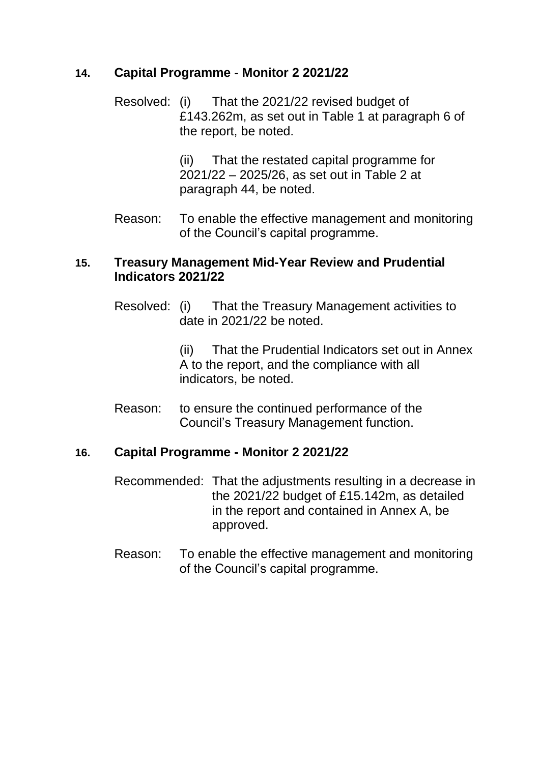### 14. Capital Programme - Monitor 2 2021/22

Resolved: (i) That the 2021/22 revised budget of £143.262m, as set out in Table 1 at paragraph 6 of the report, be noted.

(ii) That the restated capital programme for 2021/22 – 2025/26, as set out in Table 2 at paragraph 44, be noted.

Reason: To enable the effective management and monitoring of the Council's capital programme.

### 15. Treasury Management Mid-Year Review and Prudential Indicators 2021/22

Resolved: (i) That the Treasury Management activities to date in 2021/22 be noted.

(ii) That the Prudential Indicators set out in Annex A to the report, and the compliance with all indicators, be noted.

Reason: to ensure the continued performance of the Council's Treasury Management function.

### 16. Capital Programme - Monitor 2 2021/22

Recommended: That the adjustments resulting in a decrease in the 2021/22 budget of £15.142m, as detailed in the report and contained in Annex A, be approved.

Reason: To enable the effective management and monitoring of the Council's capital programme.